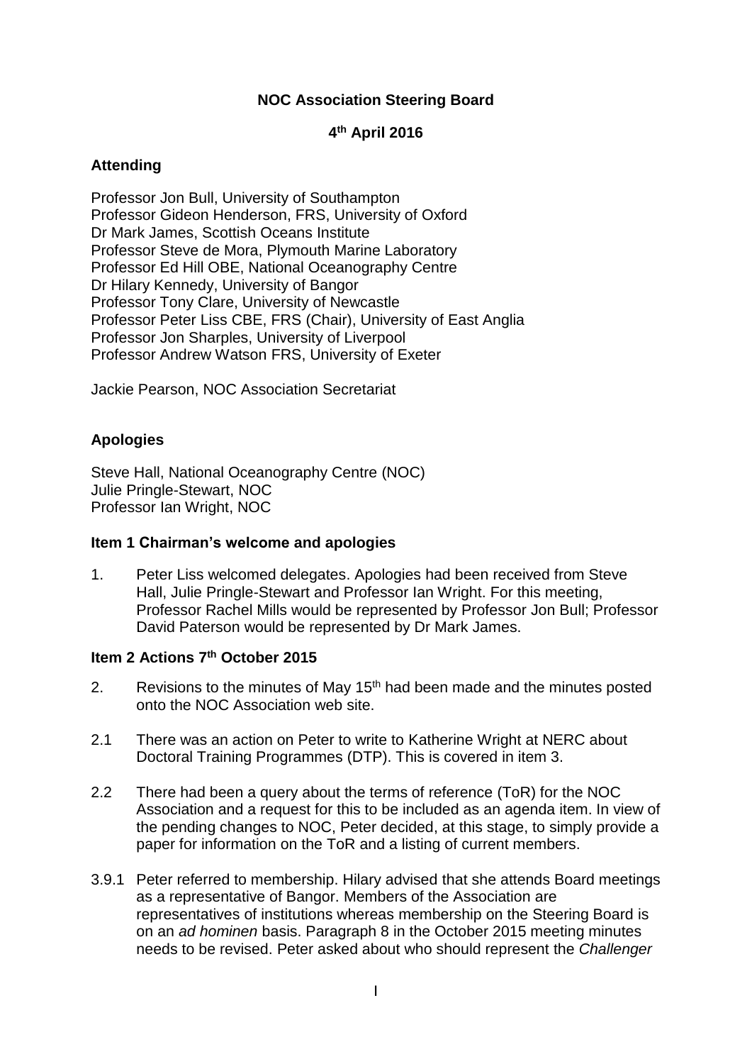**NOC Association Steering Board**

**4th April 2016**

## Attending

Professor Jon Bull, University of Southampton
Professor Gideon Henderson, FRS, University of Oxford
Dr Mark James, Scottish Oceans Institute
Professor Steve de Mora, Plymouth Marine Laboratory
Professor Ed Hill OBE, National Oceanography Centre
Dr Hilary Kennedy, University of Bangor
Professor Tony Clare, University of Newcastle
Professor Peter Liss CBE, FRS (Chair), University of East Anglia
Professor Jon Sharples, University of Liverpool
Professor Andrew Watson FRS, University of Exeter

Jackie Pearson, NOC Association Secretariat

## Apologies

Steve Hall, National Oceanography Centre (NOC)
Julie Pringle-Stewart, NOC
Professor Ian Wright, NOC

### Item 1 Chairman's welcome and apologies

1. Peter Liss welcomed delegates. Apologies had been received from Steve Hall, Julie Pringle-Stewart and Professor Ian Wright. For this meeting, Professor Rachel Mills would be represented by Professor Jon Bull; Professor David Paterson would be represented by Dr Mark James.

### Item 2 Actions 7th October 2015

2. Revisions to the minutes of May 15th had been made and the minutes posted onto the NOC Association web site.

2.1 There was an action on Peter to write to Katherine Wright at NERC about Doctoral Training Programmes (DTP). This is covered in item 3.

2.2 There had been a query about the terms of reference (ToR) for the NOC Association and a request for this to be included as an agenda item. In view of the pending changes to NOC, Peter decided, at this stage, to simply provide a paper for information on the ToR and a listing of current members.

3.9.1 Peter referred to membership. Hilary advised that she attends Board meetings as a representative of Bangor. Members of the Association are representatives of institutions whereas membership on the Steering Board is on an *ad hominen* basis. Paragraph 8 in the October 2015 meeting minutes needs to be revised. Peter asked about who should represent the *Challenger*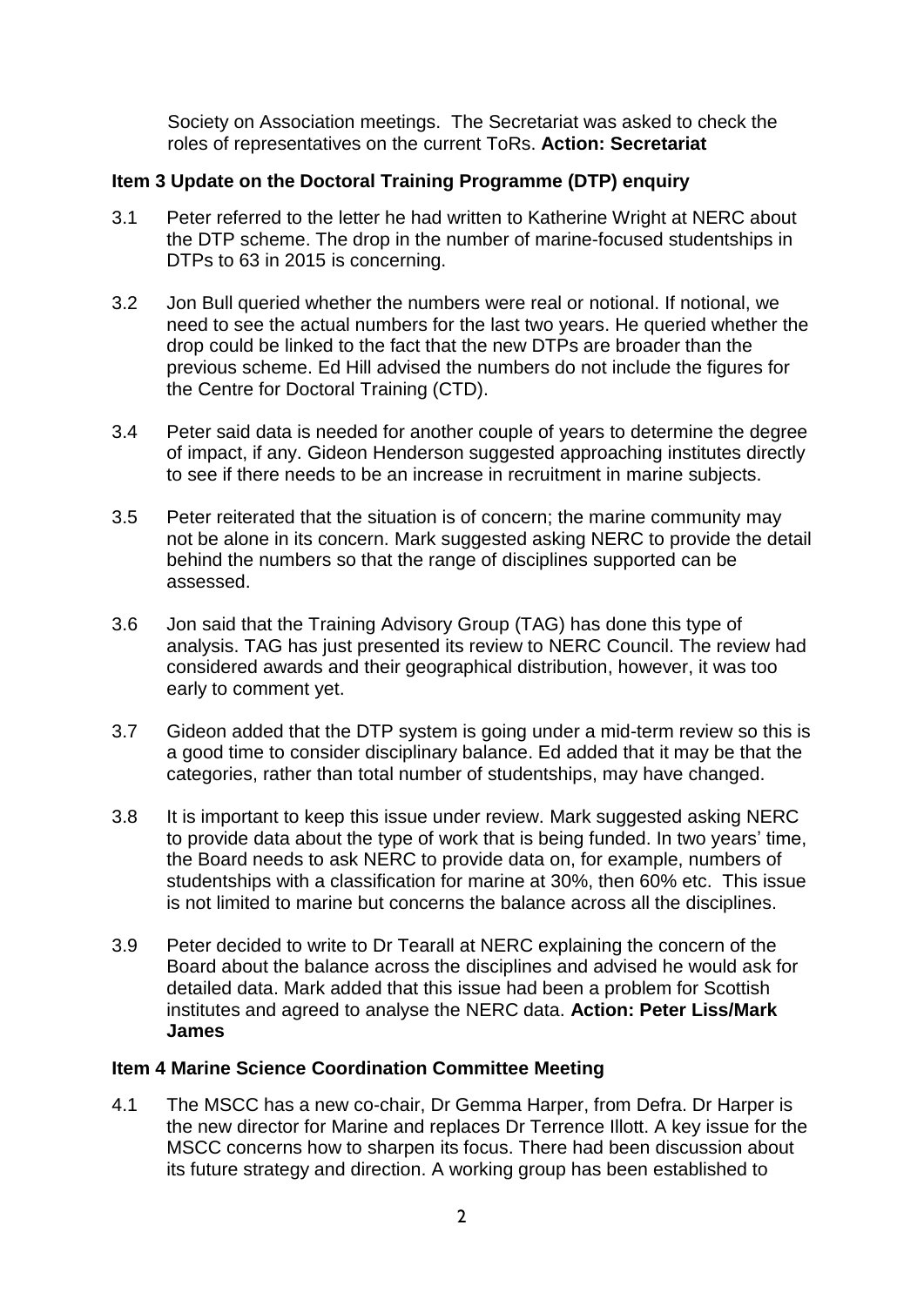Society on Association meetings. The Secretariat was asked to check the roles of representatives on the current ToRs. **Action: Secretariat**

**Item 3 Update on the Doctoral Training Programme (DTP) enquiry**

3.1 Peter referred to the letter he had written to Katherine Wright at NERC about the DTP scheme. The drop in the number of marine-focused studentships in DTPs to 63 in 2015 is concerning.

3.2 Jon Bull queried whether the numbers were real or notional. If notional, we need to see the actual numbers for the last two years. He queried whether the drop could be linked to the fact that the new DTPs are broader than the previous scheme. Ed Hill advised the numbers do not include the figures for the Centre for Doctoral Training (CTD).

3.4 Peter said data is needed for another couple of years to determine the degree of impact, if any. Gideon Henderson suggested approaching institutes directly to see if there needs to be an increase in recruitment in marine subjects.

3.5 Peter reiterated that the situation is of concern; the marine community may not be alone in its concern. Mark suggested asking NERC to provide the detail behind the numbers so that the range of disciplines supported can be assessed.

3.6 Jon said that the Training Advisory Group (TAG) has done this type of analysis. TAG has just presented its review to NERC Council. The review had considered awards and their geographical distribution, however, it was too early to comment yet.

3.7 Gideon added that the DTP system is going under a mid-term review so this is a good time to consider disciplinary balance. Ed added that it may be that the categories, rather than total number of studentships, may have changed.

3.8 It is important to keep this issue under review. Mark suggested asking NERC to provide data about the type of work that is being funded. In two years' time, the Board needs to ask NERC to provide data on, for example, numbers of studentships with a classification for marine at 30%, then 60% etc. This issue is not limited to marine but concerns the balance across all the disciplines.

3.9 Peter decided to write to Dr Tearall at NERC explaining the concern of the Board about the balance across the disciplines and advised he would ask for detailed data. Mark added that this issue had been a problem for Scottish institutes and agreed to analyse the NERC data. **Action: Peter Liss/Mark James**

**Item 4 Marine Science Coordination Committee Meeting**

4.1 The MSCC has a new co-chair, Dr Gemma Harper, from Defra. Dr Harper is the new director for Marine and replaces Dr Terrence Illott. A key issue for the MSCC concerns how to sharpen its focus. There had been discussion about its future strategy and direction. A working group has been established to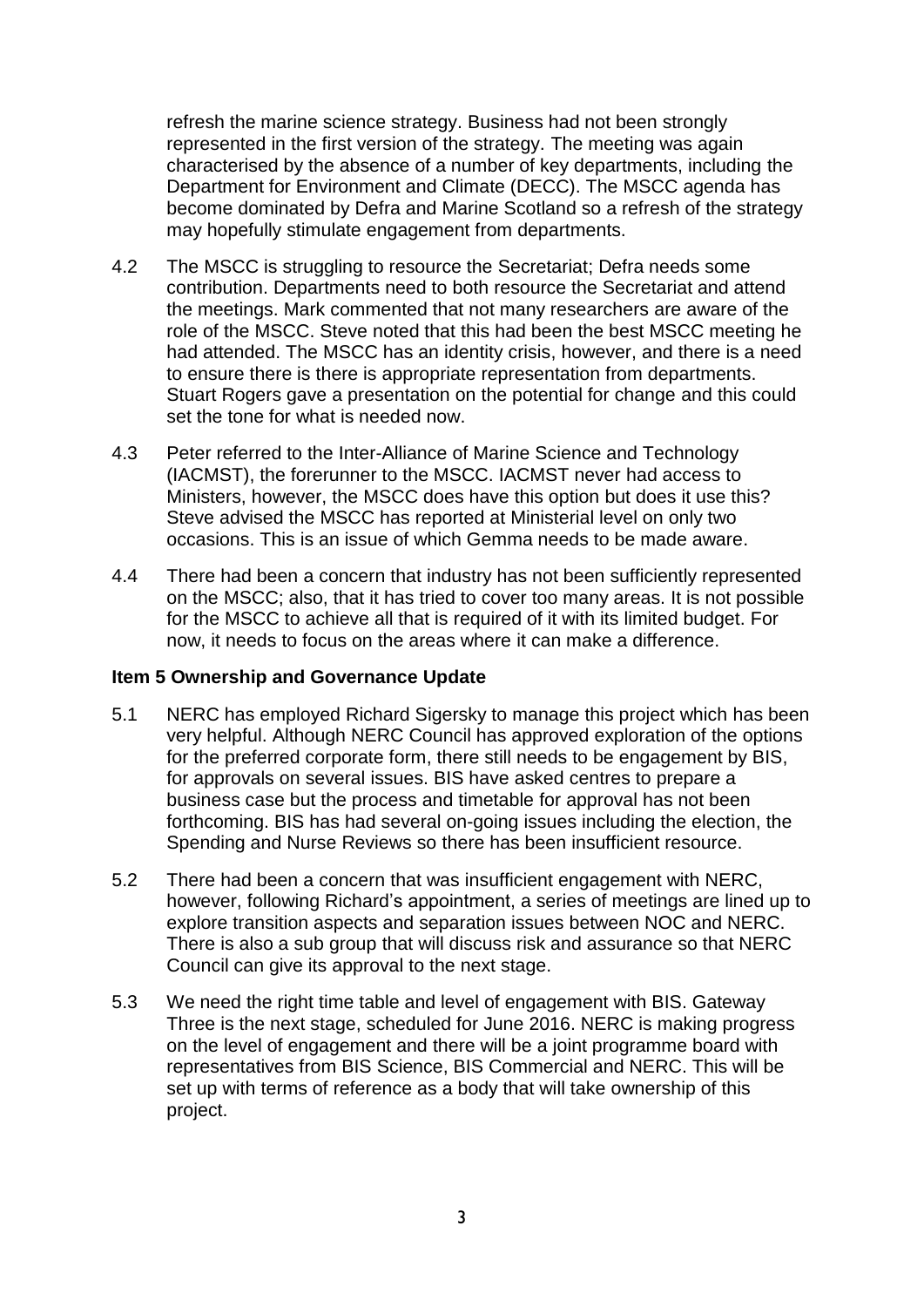refresh the marine science strategy. Business had not been strongly represented in the first version of the strategy. The meeting was again characterised by the absence of a number of key departments, including the Department for Environment and Climate (DECC). The MSCC agenda has become dominated by Defra and Marine Scotland so a refresh of the strategy may hopefully stimulate engagement from departments.

4.2 The MSCC is struggling to resource the Secretariat; Defra needs some contribution. Departments need to both resource the Secretariat and attend the meetings. Mark commented that not many researchers are aware of the role of the MSCC. Steve noted that this had been the best MSCC meeting he had attended. The MSCC has an identity crisis, however, and there is a need to ensure there is there is appropriate representation from departments. Stuart Rogers gave a presentation on the potential for change and this could set the tone for what is needed now.

4.3 Peter referred to the Inter-Alliance of Marine Science and Technology (IACMST), the forerunner to the MSCC. IACMST never had access to Ministers, however, the MSCC does have this option but does it use this? Steve advised the MSCC has reported at Ministerial level on only two occasions. This is an issue of which Gemma needs to be made aware.

4.4 There had been a concern that industry has not been sufficiently represented on the MSCC; also, that it has tried to cover too many areas. It is not possible for the MSCC to achieve all that is required of it with its limited budget. For now, it needs to focus on the areas where it can make a difference.

**Item 5 Ownership and Governance Update**

5.1 NERC has employed Richard Sigersky to manage this project which has been very helpful. Although NERC Council has approved exploration of the options for the preferred corporate form, there still needs to be engagement by BIS, for approvals on several issues. BIS have asked centres to prepare a business case but the process and timetable for approval has not been forthcoming. BIS has had several on-going issues including the election, the Spending and Nurse Reviews so there has been insufficient resource.

5.2 There had been a concern that was insufficient engagement with NERC, however, following Richard's appointment, a series of meetings are lined up to explore transition aspects and separation issues between NOC and NERC. There is also a sub group that will discuss risk and assurance so that NERC Council can give its approval to the next stage.

5.3 We need the right time table and level of engagement with BIS. Gateway Three is the next stage, scheduled for June 2016. NERC is making progress on the level of engagement and there will be a joint programme board with representatives from BIS Science, BIS Commercial and NERC. This will be set up with terms of reference as a body that will take ownership of this project.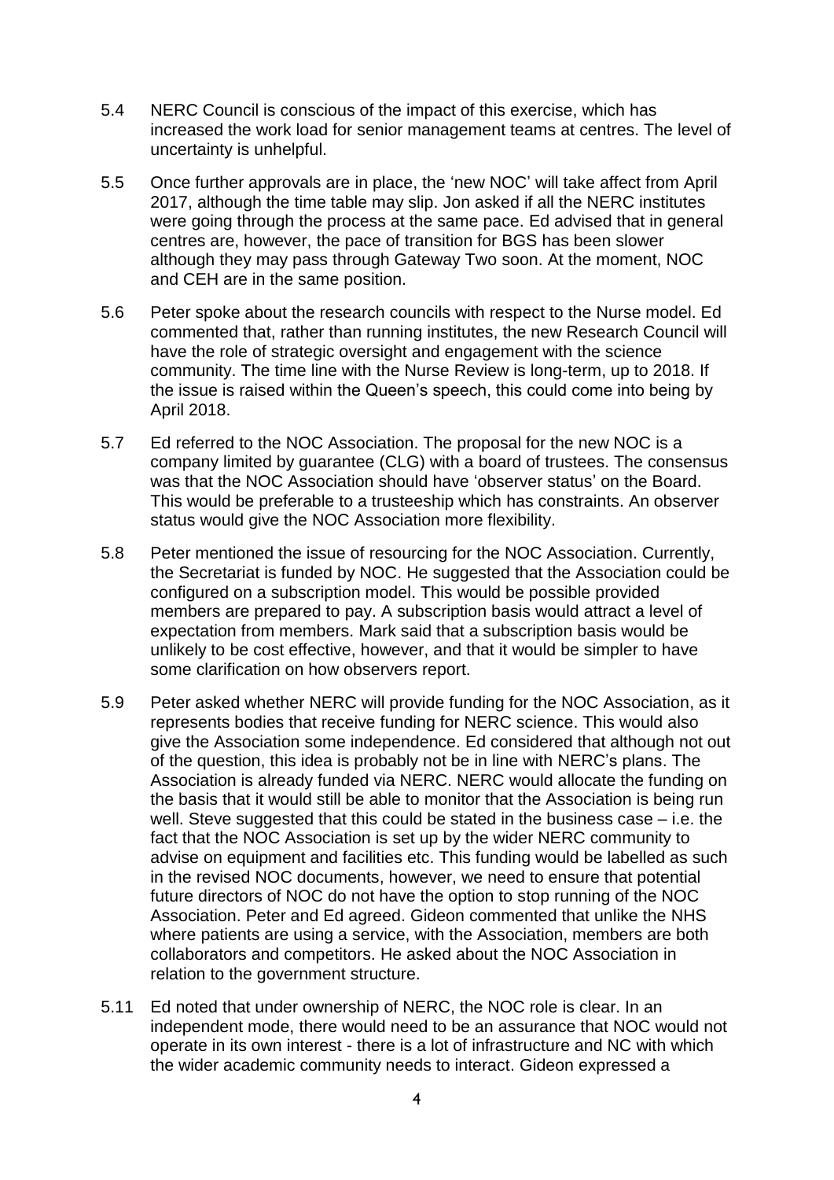5.4 NERC Council is conscious of the impact of this exercise, which has increased the work load for senior management teams at centres. The level of uncertainty is unhelpful.

5.5 Once further approvals are in place, the 'new NOC' will take affect from April 2017, although the time table may slip. Jon asked if all the NERC institutes were going through the process at the same pace. Ed advised that in general centres are, however, the pace of transition for BGS has been slower although they may pass through Gateway Two soon. At the moment, NOC and CEH are in the same position.

5.6 Peter spoke about the research councils with respect to the Nurse model. Ed commented that, rather than running institutes, the new Research Council will have the role of strategic oversight and engagement with the science community. The time line with the Nurse Review is long-term, up to 2018. If the issue is raised within the Queen's speech, this could come into being by April 2018.

5.7 Ed referred to the NOC Association. The proposal for the new NOC is a company limited by guarantee (CLG) with a board of trustees. The consensus was that the NOC Association should have 'observer status' on the Board. This would be preferable to a trusteeship which has constraints. An observer status would give the NOC Association more flexibility.

5.8 Peter mentioned the issue of resourcing for the NOC Association. Currently, the Secretariat is funded by NOC. He suggested that the Association could be configured on a subscription model. This would be possible provided members are prepared to pay. A subscription basis would attract a level of expectation from members. Mark said that a subscription basis would be unlikely to be cost effective, however, and that it would be simpler to have some clarification on how observers report.

5.9 Peter asked whether NERC will provide funding for the NOC Association, as it represents bodies that receive funding for NERC science. This would also give the Association some independence. Ed considered that although not out of the question, this idea is probably not be in line with NERC's plans. The Association is already funded via NERC. NERC would allocate the funding on the basis that it would still be able to monitor that the Association is being run well. Steve suggested that this could be stated in the business case – i.e. the fact that the NOC Association is set up by the wider NERC community to advise on equipment and facilities etc. This funding would be labelled as such in the revised NOC documents, however, we need to ensure that potential future directors of NOC do not have the option to stop running of the NOC Association. Peter and Ed agreed. Gideon commented that unlike the NHS where patients are using a service, with the Association, members are both collaborators and competitors. He asked about the NOC Association in relation to the government structure.

5.11 Ed noted that under ownership of NERC, the NOC role is clear. In an independent mode, there would need to be an assurance that NOC would not operate in its own interest - there is a lot of infrastructure and NC with which the wider academic community needs to interact. Gideon expressed a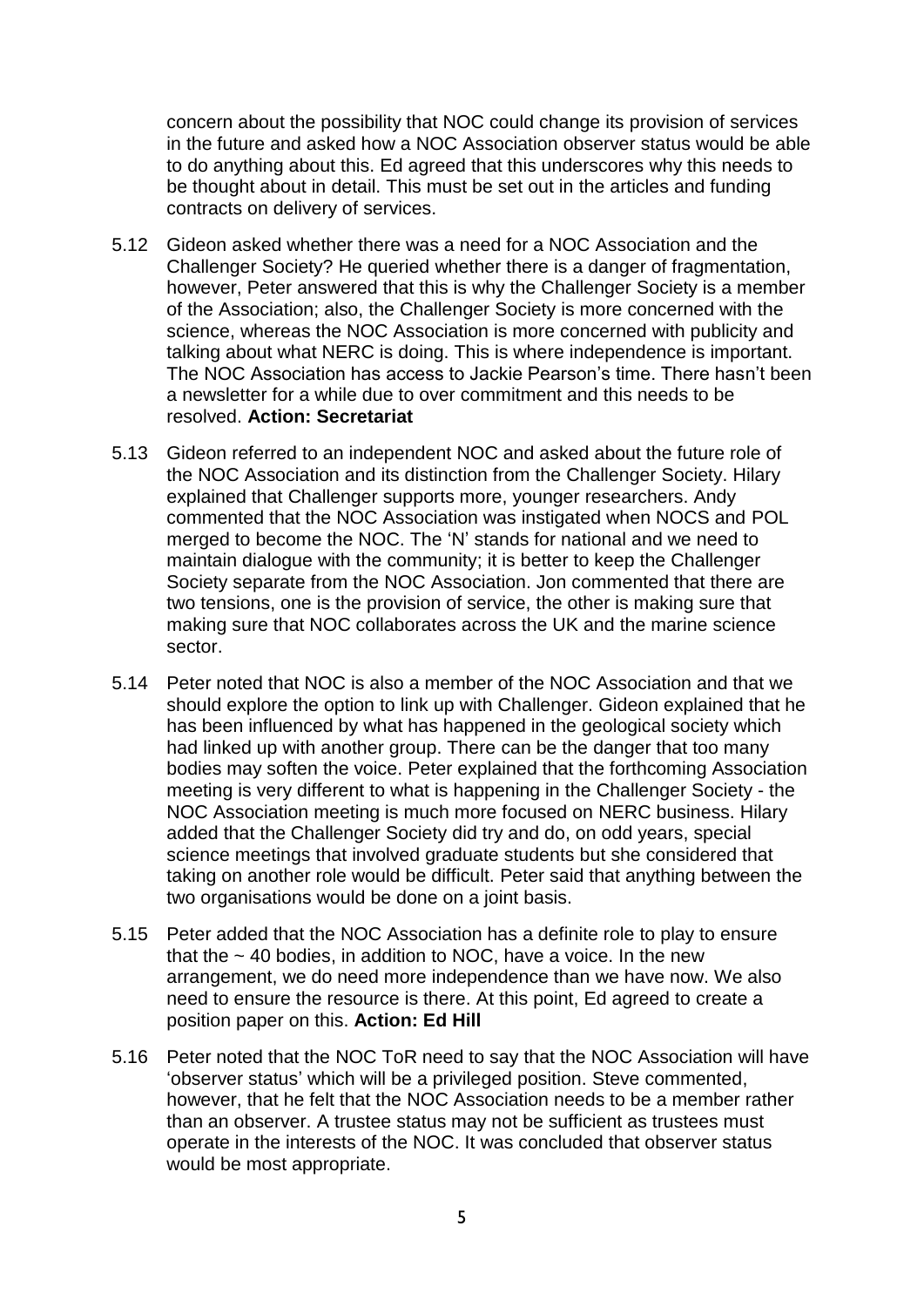concern about the possibility that NOC could change its provision of services in the future and asked how a NOC Association observer status would be able to do anything about this. Ed agreed that this underscores why this needs to be thought about in detail. This must be set out in the articles and funding contracts on delivery of services.

5.12 Gideon asked whether there was a need for a NOC Association and the Challenger Society? He queried whether there is a danger of fragmentation, however, Peter answered that this is why the Challenger Society is a member of the Association; also, the Challenger Society is more concerned with the science, whereas the NOC Association is more concerned with publicity and talking about what NERC is doing. This is where independence is important. The NOC Association has access to Jackie Pearson's time. There hasn't been a newsletter for a while due to over commitment and this needs to be resolved. **Action: Secretariat**

5.13 Gideon referred to an independent NOC and asked about the future role of the NOC Association and its distinction from the Challenger Society. Hilary explained that Challenger supports more, younger researchers. Andy commented that the NOC Association was instigated when NOCS and POL merged to become the NOC. The 'N' stands for national and we need to maintain dialogue with the community; it is better to keep the Challenger Society separate from the NOC Association. Jon commented that there are two tensions, one is the provision of service, the other is making sure that making sure that NOC collaborates across the UK and the marine science sector.

5.14 Peter noted that NOC is also a member of the NOC Association and that we should explore the option to link up with Challenger. Gideon explained that he has been influenced by what has happened in the geological society which had linked up with another group. There can be the danger that too many bodies may soften the voice. Peter explained that the forthcoming Association meeting is very different to what is happening in the Challenger Society - the NOC Association meeting is much more focused on NERC business. Hilary added that the Challenger Society did try and do, on odd years, special science meetings that involved graduate students but she considered that taking on another role would be difficult. Peter said that anything between the two organisations would be done on a joint basis.

5.15 Peter added that the NOC Association has a definite role to play to ensure that the ~ 40 bodies, in addition to NOC, have a voice. In the new arrangement, we do need more independence than we have now. We also need to ensure the resource is there. At this point, Ed agreed to create a position paper on this. **Action: Ed Hill**

5.16 Peter noted that the NOC ToR need to say that the NOC Association will have 'observer status' which will be a privileged position. Steve commented, however, that he felt that the NOC Association needs to be a member rather than an observer. A trustee status may not be sufficient as trustees must operate in the interests of the NOC. It was concluded that observer status would be most appropriate.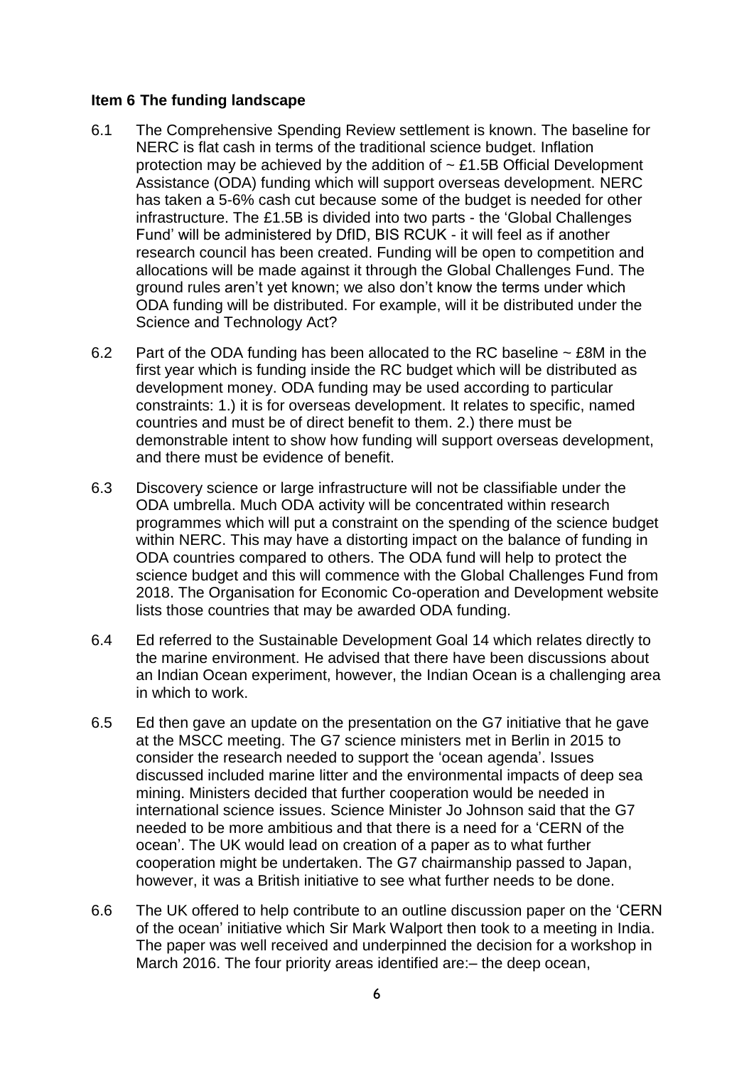**Item 6 The funding landscape**

6.1 The Comprehensive Spending Review settlement is known. The baseline for NERC is flat cash in terms of the traditional science budget. Inflation protection may be achieved by the addition of ~ £1.5B Official Development Assistance (ODA) funding which will support overseas development. NERC has taken a 5-6% cash cut because some of the budget is needed for other infrastructure. The £1.5B is divided into two parts - the 'Global Challenges Fund' will be administered by DfID, BIS RCUK - it will feel as if another research council has been created. Funding will be open to competition and allocations will be made against it through the Global Challenges Fund. The ground rules aren't yet known; we also don't know the terms under which ODA funding will be distributed. For example, will it be distributed under the Science and Technology Act?

6.2 Part of the ODA funding has been allocated to the RC baseline ~ £8M in the first year which is funding inside the RC budget which will be distributed as development money. ODA funding may be used according to particular constraints: 1.) it is for overseas development. It relates to specific, named countries and must be of direct benefit to them. 2.) there must be demonstrable intent to show how funding will support overseas development, and there must be evidence of benefit.

6.3 Discovery science or large infrastructure will not be classifiable under the ODA umbrella. Much ODA activity will be concentrated within research programmes which will put a constraint on the spending of the science budget within NERC. This may have a distorting impact on the balance of funding in ODA countries compared to others. The ODA fund will help to protect the science budget and this will commence with the Global Challenges Fund from 2018. The Organisation for Economic Co-operation and Development website lists those countries that may be awarded ODA funding.

6.4 Ed referred to the Sustainable Development Goal 14 which relates directly to the marine environment. He advised that there have been discussions about an Indian Ocean experiment, however, the Indian Ocean is a challenging area in which to work.

6.5 Ed then gave an update on the presentation on the G7 initiative that he gave at the MSCC meeting. The G7 science ministers met in Berlin in 2015 to consider the research needed to support the 'ocean agenda'. Issues discussed included marine litter and the environmental impacts of deep sea mining. Ministers decided that further cooperation would be needed in international science issues. Science Minister Jo Johnson said that the G7 needed to be more ambitious and that there is a need for a 'CERN of the ocean'. The UK would lead on creation of a paper as to what further cooperation might be undertaken. The G7 chairmanship passed to Japan, however, it was a British initiative to see what further needs to be done.

6.6 The UK offered to help contribute to an outline discussion paper on the 'CERN of the ocean' initiative which Sir Mark Walport then took to a meeting in India. The paper was well received and underpinned the decision for a workshop in March 2016. The four priority areas identified are:– the deep ocean,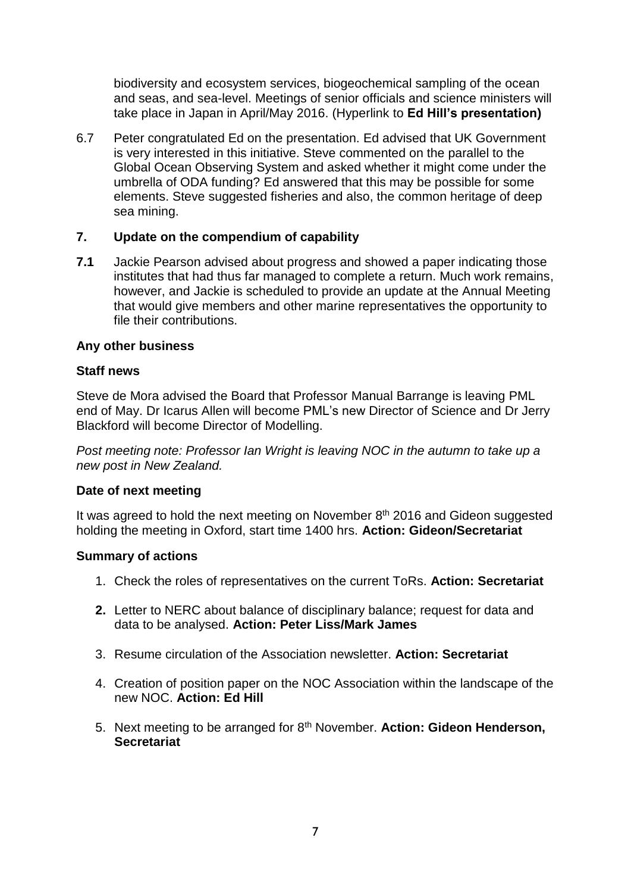biodiversity and ecosystem services, biogeochemical sampling of the ocean and seas, and sea-level. Meetings of senior officials and science ministers will take place in Japan in April/May 2016. (Hyperlink to **Ed Hill's presentation)**

6.7 Peter congratulated Ed on the presentation. Ed advised that UK Government is very interested in this initiative. Steve commented on the parallel to the Global Ocean Observing System and asked whether it might come under the umbrella of ODA funding? Ed answered that this may be possible for some elements. Steve suggested fisheries and also, the common heritage of deep sea mining.

## 7. Update on the compendium of capability

**7.1** Jackie Pearson advised about progress and showed a paper indicating those institutes that had thus far managed to complete a return. Much work remains, however, and Jackie is scheduled to provide an update at the Annual Meeting that would give members and other marine representatives the opportunity to file their contributions.

## Any other business

### Staff news

Steve de Mora advised the Board that Professor Manual Barrange is leaving PML end of May. Dr Icarus Allen will become PML's new Director of Science and Dr Jerry Blackford will become Director of Modelling.

*Post meeting note: Professor Ian Wright is leaving NOC in the autumn to take up a new post in New Zealand.*

### Date of next meeting

It was agreed to hold the next meeting on November 8th 2016 and Gideon suggested holding the meeting in Oxford, start time 1400 hrs. **Action: Gideon/Secretariat**

### Summary of actions

1. Check the roles of representatives on the current ToRs. **Action: Secretariat**
2. Letter to NERC about balance of disciplinary balance; request for data and data to be analysed. **Action: Peter Liss/Mark James**
3. Resume circulation of the Association newsletter. **Action: Secretariat**
4. Creation of position paper on the NOC Association within the landscape of the new NOC. **Action: Ed Hill**
5. Next meeting to be arranged for 8th November. **Action: Gideon Henderson, Secretariat**